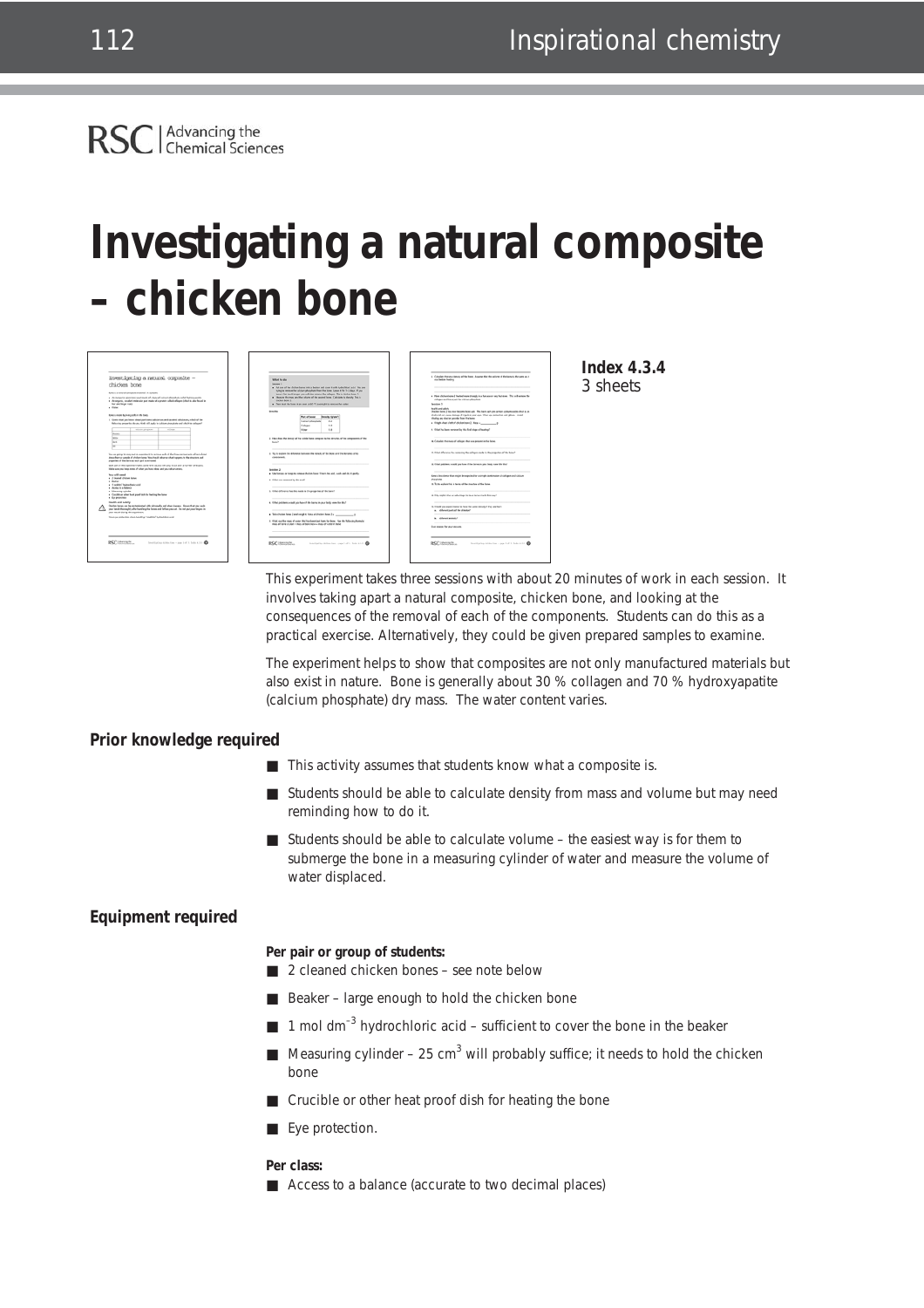# Investigating a natural composite – chicken bone

**Index 4.3.4**
3 sheets

This experiment takes three sessions with about 20 minutes of work in each session. It involves taking apart a natural composite, chicken bone, and looking at the consequences of the removal of each of the components. Students can do this as a practical exercise. Alternatively, they could be given prepared samples to examine.

The experiment helps to show that composites are not only manufactured materials but also exist in nature. Bone is generally about 30 % collagen and 70 % hydroxyapatite (calcium phosphate) dry mass. The water content varies.

## Prior knowledge required

- This activity assumes that students know what a composite is.
- Students should be able to calculate density from mass and volume but may need reminding how to do it.
- Students should be able to calculate volume – the easiest way is for them to submerge the bone in a measuring cylinder of water and measure the volume of water displaced.

## Equipment required

**Per pair or group of students:**

- 2 cleaned chicken bones – see note below
- Beaker – large enough to hold the chicken bone
- 1 mol $dm^{-3}$ hydrochloric acid – sufficient to cover the bone in the beaker
- Measuring cylinder – 25 $cm^3$ will probably suffice; it needs to hold the chicken bone
- Crucible or other heat proof dish for heating the bone
- Eye protection.

**Per class:**

- Access to a balance (accurate to two decimal places)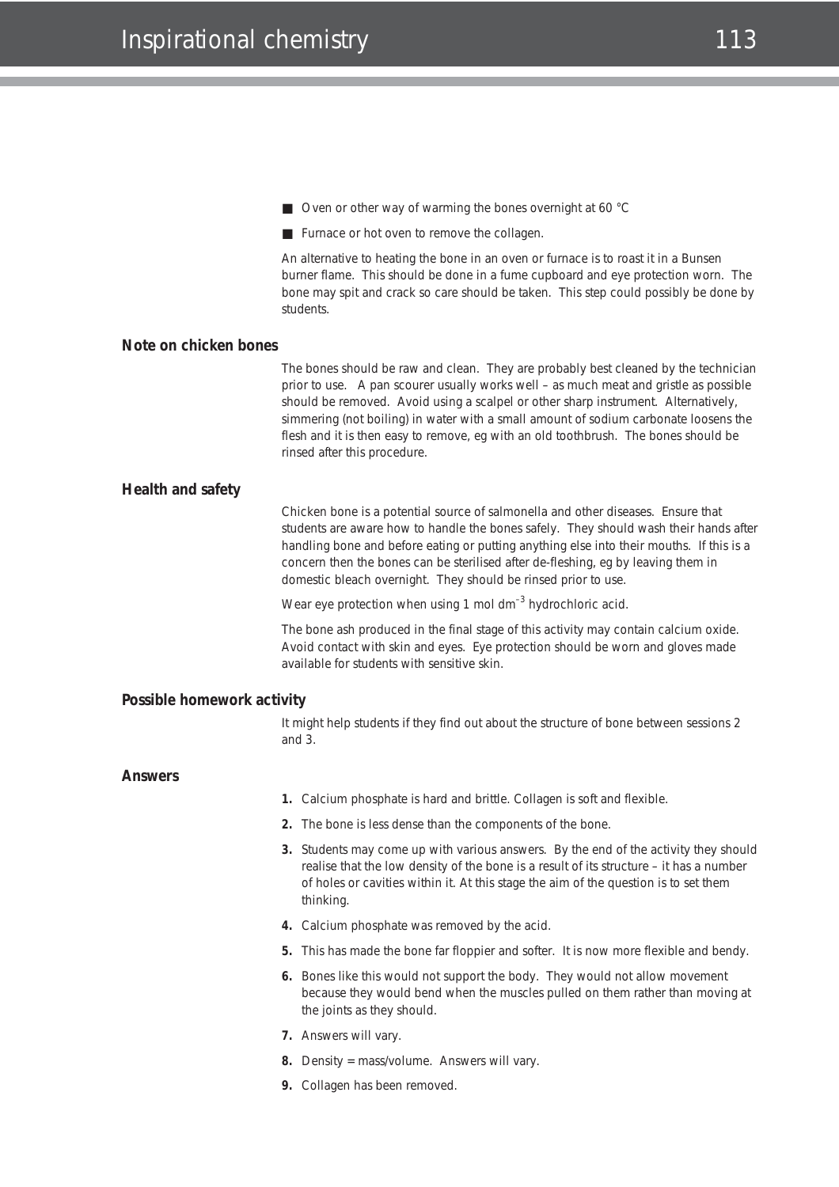- Oven or other way of warming the bones overnight at 60 °C
- Furnace or hot oven to remove the collagen.

An alternative to heating the bone in an oven or furnace is to roast it in a Bunsen burner flame. This should be done in a fume cupboard and eye protection worn. The bone may spit and crack so care should be taken. This step could possibly be done by students.

## Note on chicken bones

The bones should be raw and clean. They are probably best cleaned by the technician prior to use. A pan scourer usually works well – as much meat and gristle as possible should be removed. Avoid using a scalpel or other sharp instrument. Alternatively, simmering (not boiling) in water with a small amount of sodium carbonate loosens the flesh and it is then easy to remove, eg with an old toothbrush. The bones should be rinsed after this procedure.

## Health and safety

Chicken bone is a potential source of salmonella and other diseases. Ensure that students are aware how to handle the bones safely. They should wash their hands after handling bone and before eating or putting anything else into their mouths. If this is a concern then the bones can be sterilised after de-fleshing, eg by leaving them in domestic bleach overnight. They should be rinsed prior to use.

Wear eye protection when using 1 mol $dm^{-3}$ hydrochloric acid.

The bone ash produced in the final stage of this activity may contain calcium oxide. Avoid contact with skin and eyes. Eye protection should be worn and gloves made available for students with sensitive skin.

## Possible homework activity

It might help students if they find out about the structure of bone between sessions 2 and 3.

## Answers

1. Calcium phosphate is hard and brittle. Collagen is soft and flexible.
2. The bone is less dense than the components of the bone.
3. Students may come up with various answers. By the end of the activity they should realise that the low density of the bone is a result of its structure – it has a number of holes or cavities within it. At this stage the aim of the question is to set them thinking.
4. Calcium phosphate was removed by the acid.
5. This has made the bone far floppier and softer. It is now more flexible and bendy.
6. Bones like this would not support the body. They would not allow movement because they would bend when the muscles pulled on them rather than moving at the joints as they should.
7. Answers will vary.
8. Density = mass/volume. Answers will vary.
9. Collagen has been removed.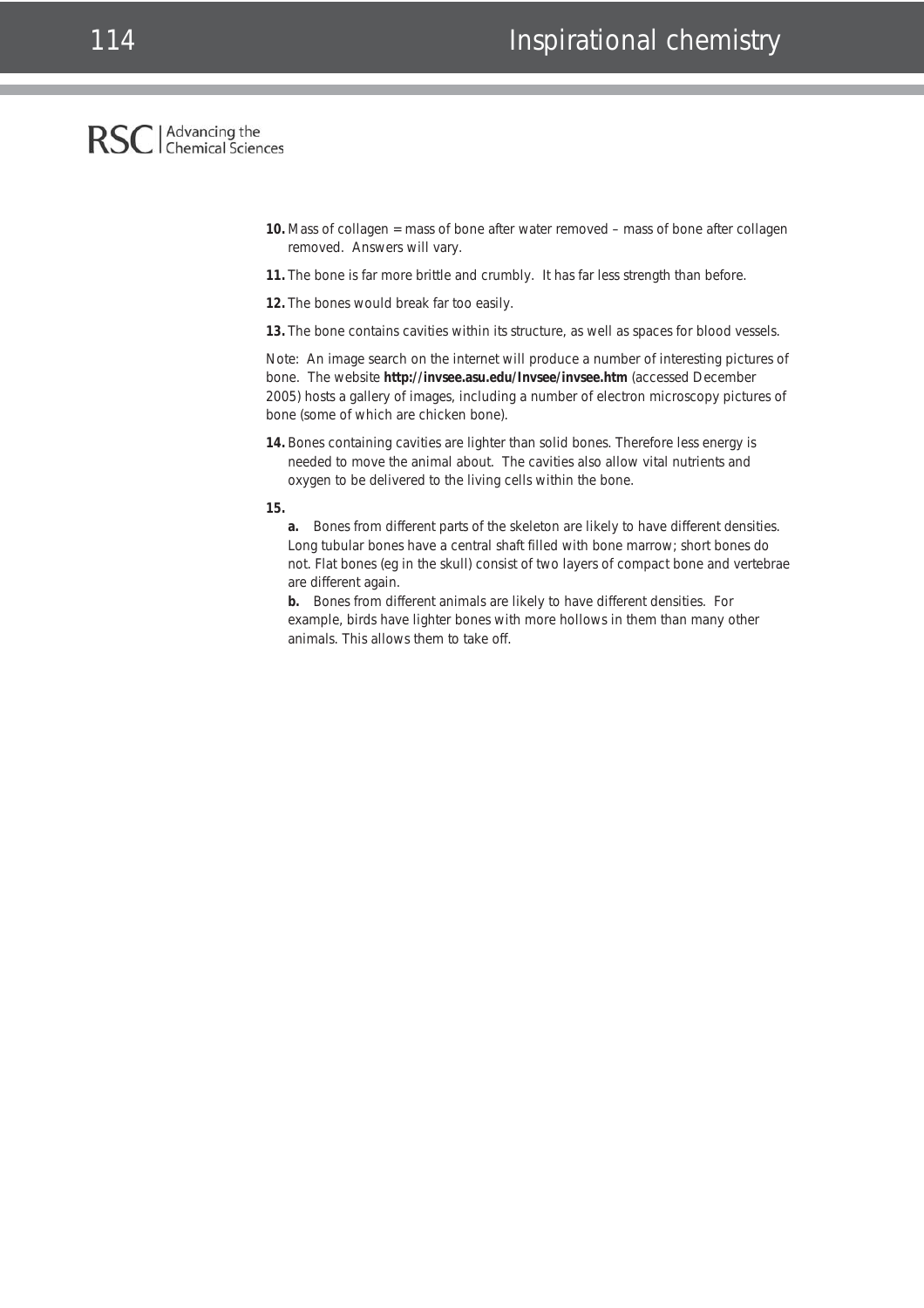**10.** Mass of collagen = mass of bone after water removed – mass of bone after collagen removed. Answers will vary.

**11.** The bone is far more brittle and crumbly. It has far less strength than before.

**12.** The bones would break far too easily.

**13.** The bone contains cavities within its structure, as well as spaces for blood vessels.

Note: An image search on the internet will produce a number of interesting pictures of bone. The website **http://invsee.asu.edu/Invsee/invsee.htm** (accessed December 2005) hosts a gallery of images, including a number of electron microscopy pictures of bone (some of which are chicken bone).

**14.** Bones containing cavities are lighter than solid bones. Therefore less energy is needed to move the animal about. The cavities also allow vital nutrients and oxygen to be delivered to the living cells within the bone.

**15.**

**a.** Bones from different parts of the skeleton are likely to have different densities. Long tubular bones have a central shaft filled with bone marrow; short bones do not. Flat bones (eg in the skull) consist of two layers of compact bone and vertebrae are different again.

**b.** Bones from different animals are likely to have different densities. For example, birds have lighter bones with more hollows in them than many other animals. This allows them to take off.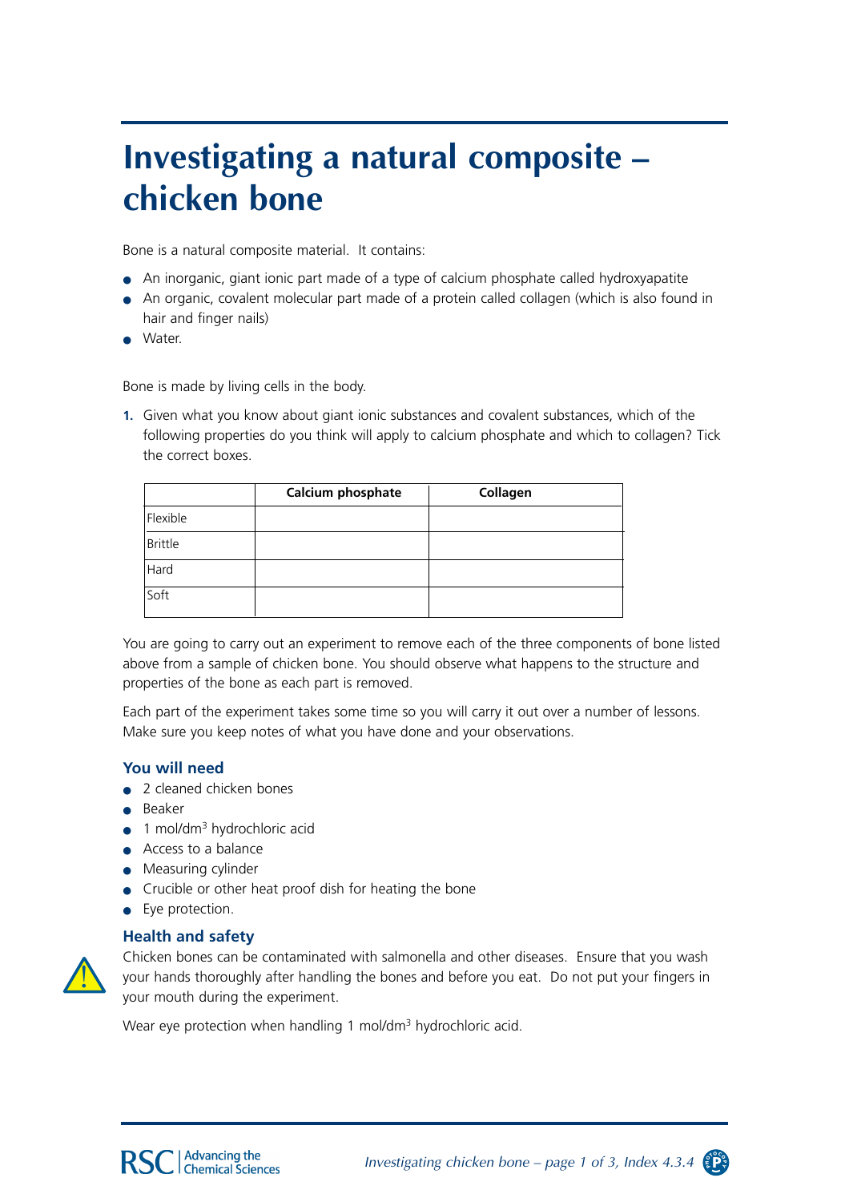# Investigating a natural composite – chicken bone

Bone is a natural composite material. It contains:

- An inorganic, giant ionic part made of a type of calcium phosphate called hydroxyapatite
- An organic, covalent molecular part made of a protein called collagen (which is also found in hair and finger nails)
- Water.

Bone is made by living cells in the body.

1. Given what you know about giant ionic substances and covalent substances, which of the following properties do you think will apply to calcium phosphate and which to collagen? Tick the correct boxes.

| | Calcium phosphate | Collagen |
| --- | --- | --- |
| Flexible | | |
| Brittle | | |
| Hard | | |
| Soft | | |

You are going to carry out an experiment to remove each of the three components of bone listed above from a sample of chicken bone. You should observe what happens to the structure and properties of the bone as each part is removed.

Each part of the experiment takes some time so you will carry it out over a number of lessons. Make sure you keep notes of what you have done and your observations.

### You will need

- 2 cleaned chicken bones
- Beaker
- 1 mol/dm$^3$ hydrochloric acid
- Access to a balance
- Measuring cylinder
- Crucible or other heat proof dish for heating the bone
- Eye protection.

### Health and safety

Chicken bones can be contaminated with salmonella and other diseases. Ensure that you wash your hands thoroughly after handling the bones and before you eat. Do not put your fingers in your mouth during the experiment.

Wear eye protection when handling 1 mol/dm$^3$ hydrochloric acid.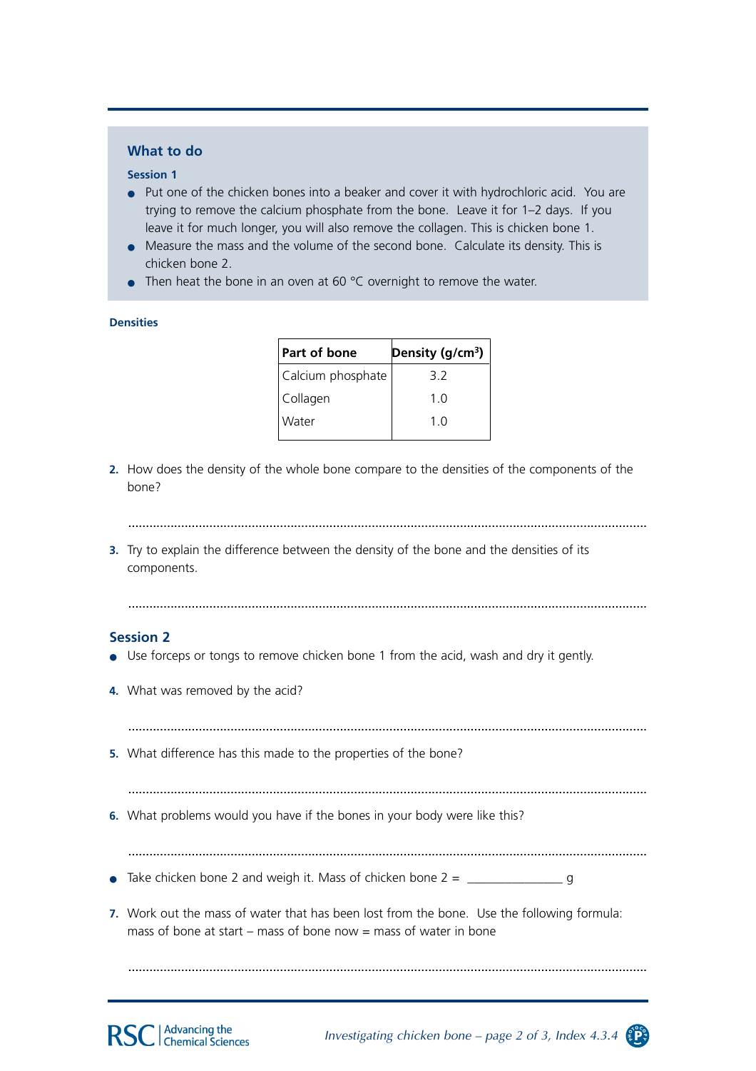## What to do

### Session 1

- Put one of the chicken bones into a beaker and cover it with hydrochloric acid. You are trying to remove the calcium phosphate from the bone. Leave it for 1–2 days. If you leave it for much longer, you will also remove the collagen. This is chicken bone 1.
- Measure the mass and the volume of the second bone. Calculate its density. This is chicken bone 2.
- Then heat the bone in an oven at 60 °C overnight to remove the water.

**Densities**

| Part of bone | Density ($g/cm^3$) |
|---|---|
| Calcium phosphate | 3.2 |
| Collagen | 1.0 |
| Water | 1.0 |

**2.** How does the density of the whole bone compare to the densities of the components of the bone?

..........................................................................................................................................

**3.** Try to explain the difference between the density of the bone and the densities of its components.

..........................................................................................................................................

## Session 2

- Use forceps or tongs to remove chicken bone 1 from the acid, wash and dry it gently.

**4.** What was removed by the acid?

..........................................................................................................................................

**5.** What difference has this made to the properties of the bone?

..........................................................................................................................................

**6.** What problems would you have if the bones in your body were like this?

..........................................................................................................................................

- Take chicken bone 2 and weigh it. Mass of chicken bone 2 = ______________ g

**7.** Work out the mass of water that has been lost from the bone. Use the following formula:
mass of bone at start – mass of bone now = mass of water in bone

..........................................................................................................................................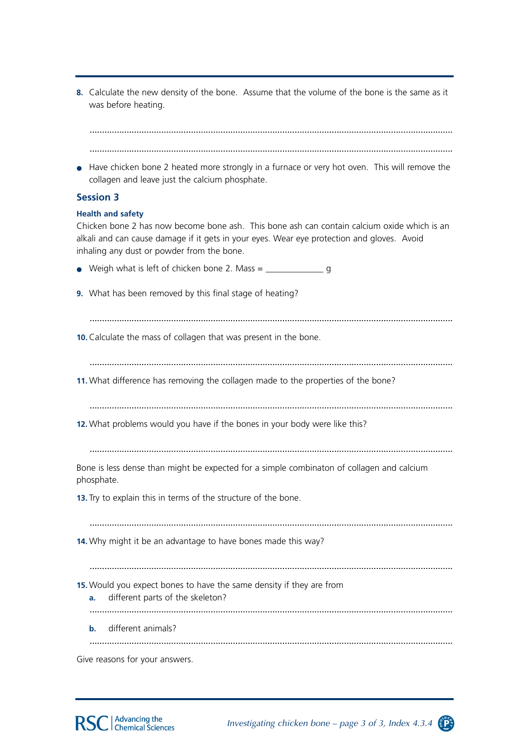8. Calculate the new density of the bone. Assume that the volume of the bone is the same as it was before heating.

.....................................................................................................................................

.....................................................................................................................................

- Have chicken bone 2 heated more strongly in a furnace or very hot oven. This will remove the collagen and leave just the calcium phosphate.

## Session 3

### Health and safety

Chicken bone 2 has now become bone ash. This bone ash can contain calcium oxide which is an alkali and can cause damage if it gets in your eyes. Wear eye protection and gloves. Avoid inhaling any dust or powder from the bone.

- Weigh what is left of chicken bone 2. Mass = ____________ g

9. What has been removed by this final stage of heating?

.....................................................................................................................................

10. Calculate the mass of collagen that was present in the bone.

.....................................................................................................................................

11. What difference has removing the collagen made to the properties of the bone?

.....................................................................................................................................

12. What problems would you have if the bones in your body were like this?

.....................................................................................................................................

Bone is less dense than might be expected for a simple combinaton of collagen and calcium phosphate.

13. Try to explain this in terms of the structure of the bone.

.....................................................................................................................................

14. Why might it be an advantage to have bones made this way?

.....................................................................................................................................

15. Would you expect bones to have the same density if they are from
    - **a.** different parts of the skeleton?

    .....................................................................................................................................

    - **b.** different animals?

    .....................................................................................................................................

Give reasons for your answers.